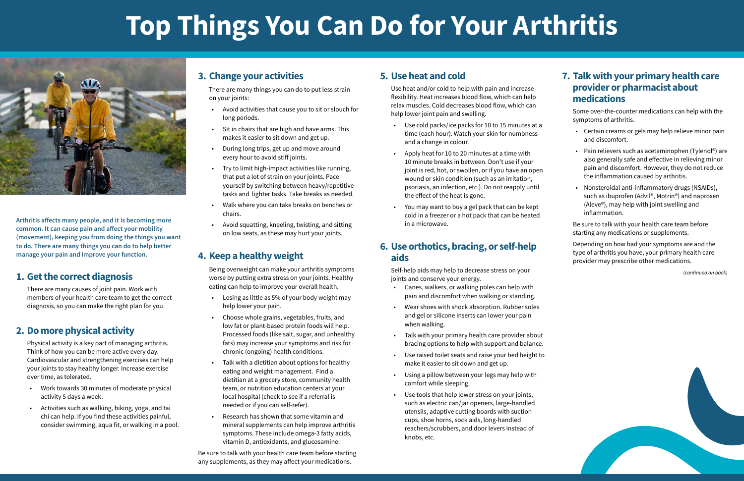# Top Things You Can Do for Your Arthritis

**Arthritis affects many people, and it is becoming more common. It can cause pain and affect your mobility (movement), keeping you from doing the things you want to do. There are many things you can do to help better manage your pain and improve your function.**

## 1. Get the correct diagnosis

There are many causes of joint pain. Work with members of your health care team to get the correct diagnosis, so you can make the right plan for you.

## 2. Do more physical activity

Physical activity is a key part of managing arthritis. Think of how you can be more active every day. Cardiovascular and strengthening exercises can help your joints to stay healthy longer. Increase exercise over time, as tolerated.

- Work towards 30 minutes of moderate physical activity 5 days a week.
- Activities such as walking, biking, yoga, and tai chi can help. If you find these activities painful, consider swimming, aqua fit, or walking in a pool.

## 3. Change your activities

There are many things you can do to put less strain on your joints:

- Avoid activities that cause you to sit or slouch for long periods.
- Sit in chairs that are high and have arms. This makes it easier to sit down and get up.
- During long trips, get up and move around every hour to avoid stiff joints.
- Try to limit high-impact activities like running, that put a lot of strain on your joints. Pace yourself by switching between heavy/repetitive tasks and lighter tasks. Take breaks as needed.
- Walk where you can take breaks on benches or chairs.
- Avoid squatting, kneeling, twisting, and sitting on low seats, as these may hurt your joints.

## 4. Keep a healthy weight

Being overweight can make your arthritis symptoms worse by putting extra stress on your joints. Healthy eating can help to improve your overall health.

- Losing as little as 5% of your body weight may help lower your pain.
- Choose whole grains, vegetables, fruits, and low fat or plant-based protein foods will help. Processed foods (like salt, sugar, and unhealthy fats) may increase your symptoms and risk for chronic (ongoing) health conditions.
- Talk with a dietitian about options for healthy eating and weight management. Find a dietitian at a grocery store, community health team, or nutrition education centers at your local hospital (check to see if a referral is needed or if you can self-refer).
- Research has shown that some vitamin and mineral supplements can help improve arthritis symptoms. These include omega-3 fatty acids, vitamin D, antioxidants, and glucosamine.

Be sure to talk with your health care team before starting any supplements, as they may affect your medications.

## 5. Use heat and cold

Use heat and/or cold to help with pain and increase flexibility. Heat increases blood flow, which can help relax muscles. Cold decreases blood flow, which can help lower joint pain and swelling.

- Use cold packs/ice packs for 10 to 15 minutes at a time (each hour). Watch your skin for numbness and a change in colour.
- Apply heat for 10 to 20 minutes at a time with 10 minute breaks in between. Don't use if your joint is red, hot, or swollen, or if you have an open wound or skin condition (such as an irritation, psoriasis, an infection, etc.). Do not reapply until the effect of the heat is gone.
- You may want to buy a gel pack that can be kept cold in a freezer or a hot pack that can be heated in a microwave.

## 6. Use orthotics, bracing, or self-help aids

Self-help aids may help to decrease stress on your joints and conserve your energy.

- Canes, walkers, or walking poles can help with pain and discomfort when walking or standing.
- Wear shoes with shock absorption. Rubber soles and gel or silicone inserts can lower your pain when walking.
- Talk with your primary health care provider about bracing options to help with support and balance.
- Use raised toilet seats and raise your bed height to make it easier to sit down and get up.
- Using a pillow between your legs may help with comfort while sleeping.
- Use tools that help lower stress on your joints, such as electric can/jar openers, large-handled utensils, adaptive cutting boards with suction cups, shoe horns, sock aids, long-handled reachers/scrubbers, and door levers instead of knobs, etc.

## 7. Talk with your primary health care provider or pharmacist about medications

Some over-the-counter medications can help with the symptoms of arthritis.

- Certain creams or gels may help relieve minor pain and discomfort.
- Pain relievers such as acetaminophen (Tylenol®) are also generally safe and effective in relieving minor pain and discomfort. However, they do not reduce the inflammation caused by arthritis.
- Nonsteroidal anti-inflammatory drugs (NSAIDs), such as ibuprofen (Advil®, Motrin®) and naproxen (Aleve®), may help with joint swelling and inflammation.

Be sure to talk with your health care team before starting any medications or supplements.

Depending on how bad your symptoms are and the type of arthritis you have, your primary health care provider may prescribe other medications.

*(continued on back)*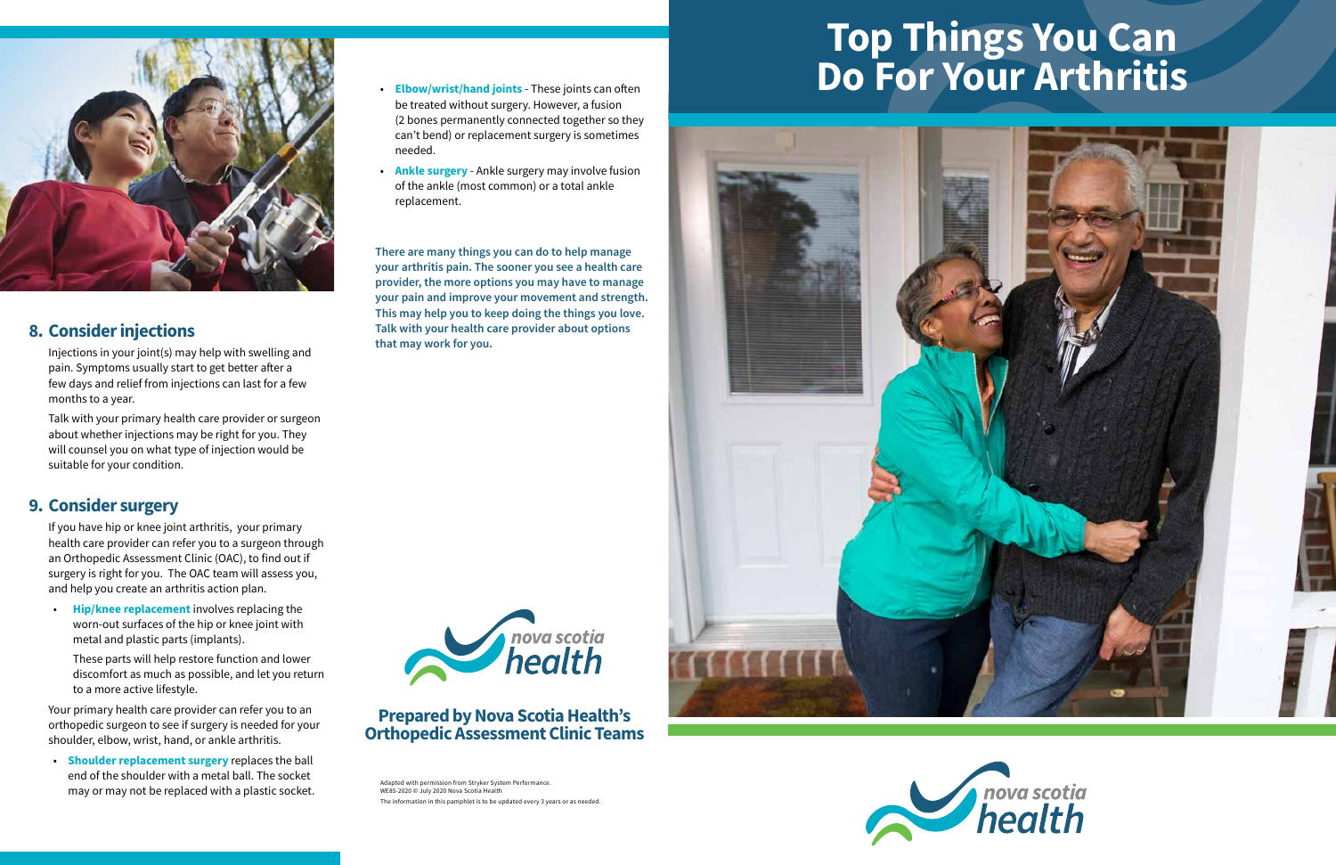## 8. Consider injections

Injections in your joint(s) may help with swelling and pain. Symptoms usually start to get better after a few days and relief from injections can last for a few months to a year.

Talk with your primary health care provider or surgeon about whether injections may be right for you. They will counsel you on what type of injection would be suitable for your condition.

## 9. Consider surgery

If you have hip or knee joint arthritis, your primary health care provider can refer you to a surgeon through an Orthopedic Assessment Clinic (OAC), to find out if surgery is right for you. The OAC team will assess you, and help you create an arthritis action plan.

- **Hip/knee replacement** involves replacing the worn-out surfaces of the hip or knee joint with metal and plastic parts (implants).

  These parts will help restore function and lower discomfort as much as possible, and let you return to a more active lifestyle.

Your primary health care provider can refer you to an orthopedic surgeon to see if surgery is needed for your shoulder, elbow, wrist, hand, or ankle arthritis.

- **Shoulder replacement surgery** replaces the ball end of the shoulder with a metal ball. The socket may or may not be replaced with a plastic socket.
- **Elbow/wrist/hand joints** - These joints can often be treated without surgery. However, a fusion (2 bones permanently connected together so they can't bend) or replacement surgery is sometimes needed.
- **Ankle surgery** - Ankle surgery may involve fusion of the ankle (most common) or a total ankle replacement.

**There are many things you can do to help manage your arthritis pain. The sooner you see a health care provider, the more options you may have to manage your pain and improve your movement and strength. This may help you to keep doing the things you love. Talk with your health care provider about options that may work for you.**

nova scotia health

## Prepared by Nova Scotia Health's Orthopedic Assessment Clinic Teams

Adapted with permission from Stryker System Performance.
WE85-2020 © July 2020 Nova Scotia Health
The information in this pamphlet is to be updated every 3 years or as needed.

# Top Things You Can Do For Your Arthritis

nova scotia health